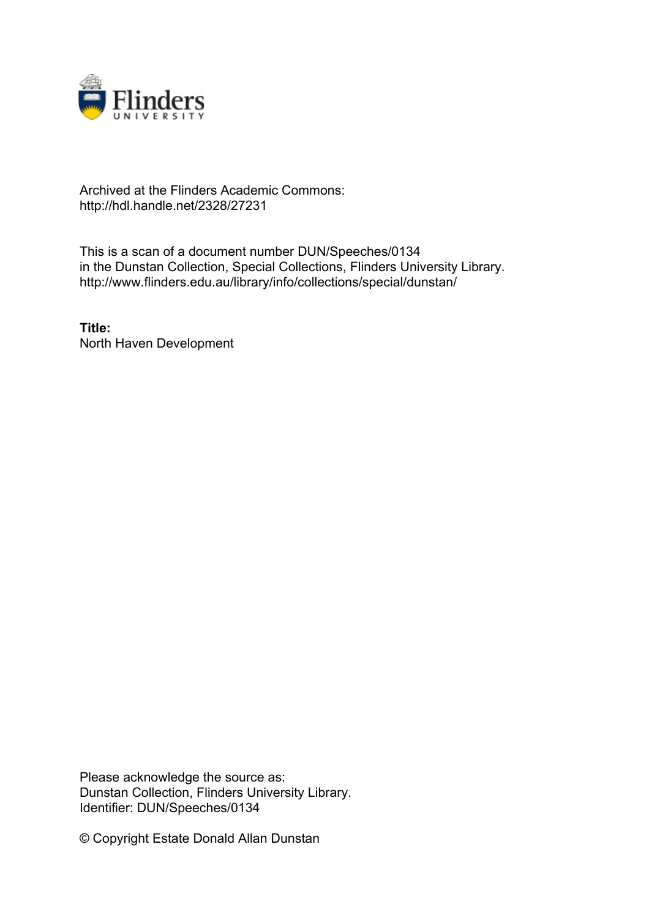Archived at the Flinders Academic Commons:
http://hdl.handle.net/2328/27231

This is a scan of a document number DUN/Speeches/0134
in the Dunstan Collection, Special Collections, Flinders University Library.
http://www.flinders.edu.au/library/info/collections/special/dunstan/

**Title:**
North Haven Development

Please acknowledge the source as:
Dunstan Collection, Flinders University Library.
Identifier: DUN/Speeches/0134

© Copyright Estate Donald Allan Dunstan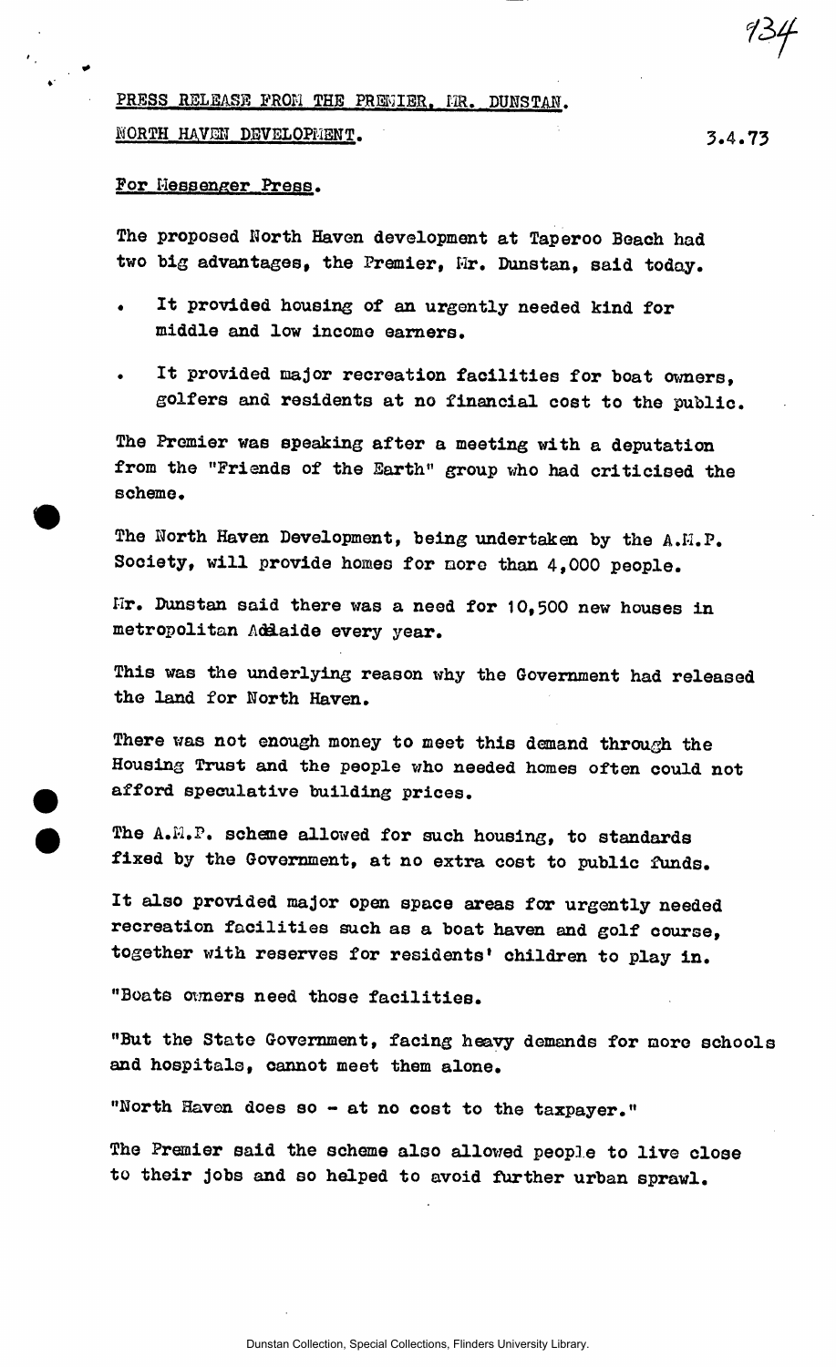PRESS RELEASE FROM THE PREMIER, MR. DUNSTAN.

NORTH HAVEN DEVELOPMENT.

3.4.73

For Messenger Press.

The proposed North Haven development at Taperoo Beach had two big advantages, the Premier, Mr. Dunstan, said today.

- It provided housing of an urgently needed kind for middle and low income earners.
- It provided major recreation facilities for boat owners, golfers and residents at no financial cost to the public.

The Premier was speaking after a meeting with a deputation from the "Friends of the Earth" group who had criticised the scheme.

The North Haven Development, being undertaken by the A.M.P. Society, will provide homes for more than 4,000 people.

Mr. Dunstan said there was a need for 10,500 new houses in metropolitan Adelaide every year.

This was the underlying reason why the Government had released the land for North Haven.

There was not enough money to meet this demand through the Housing Trust and the people who needed homes often could not afford speculative building prices.

The A.M.P. scheme allowed for such housing, to standards fixed by the Government, at no extra cost to public funds.

It also provided major open space areas for urgently needed recreation facilities such as a boat haven and golf course, together with reserves for residents' children to play in.

"Boats owners need those facilities.

"But the State Government, facing heavy demands for more schools and hospitals, cannot meet them alone.

"North Haven does so - at no cost to the taxpayer."

The Premier said the scheme also allowed people to live close to their jobs and so helped to avoid further urban sprawl.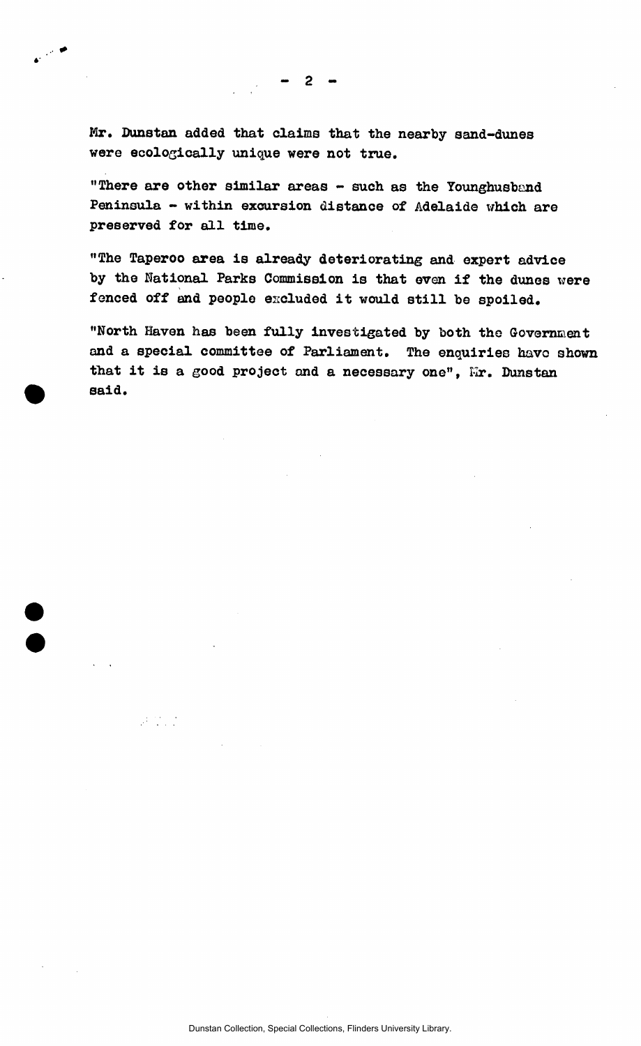Mr. Dunstan added that claims that the nearby sand-dunes were ecologically unique were not true.

"There are other similar areas - such as the Younghusband Peninsula - within excursion distance of Adelaide which are preserved for all time.

"The Taperoo area is already deteriorating and expert advice by the National Parks Commission is that even if the dunes were fenced off and people excluded it would still be spoiled.

"North Haven has been fully investigated by both the Government and a special committee of Parliament. The enquiries have shown that it is a good project and a necessary one", Mr. Dunstan said.

Dunstan Collection, Special Collections, Flinders University Library.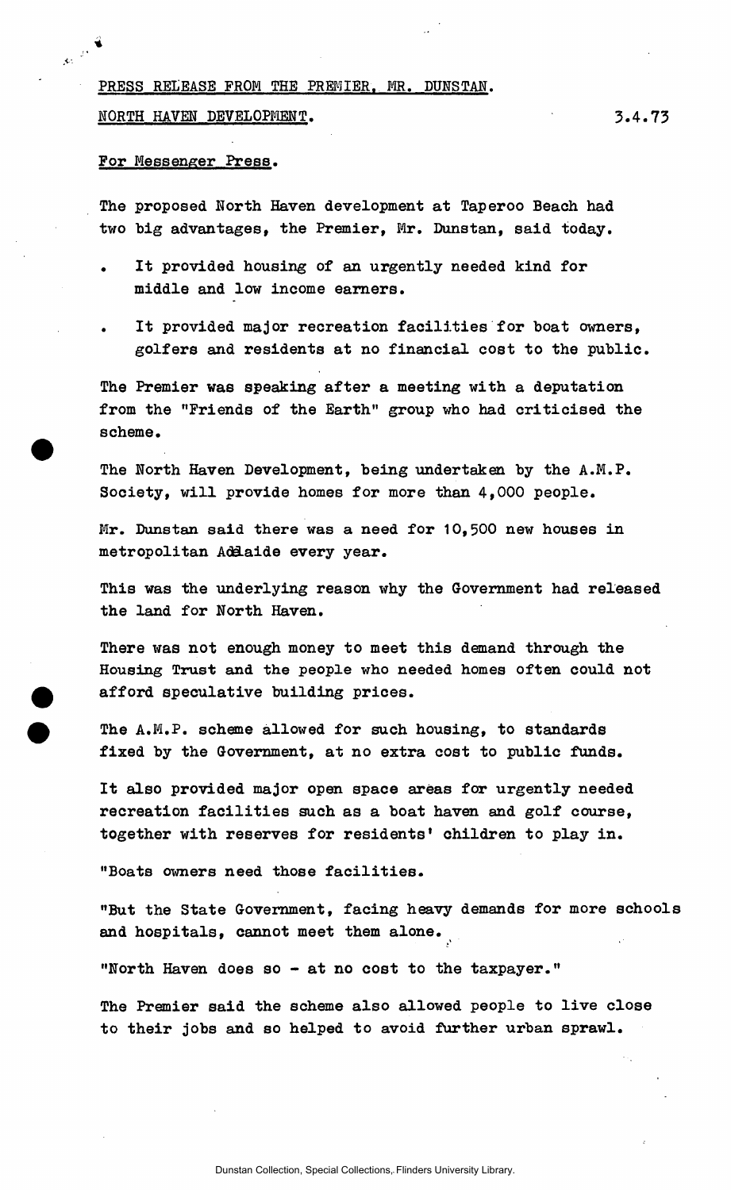PRESS RELEASE FROM THE PREMIER, MR. DUNSTAN.

NORTH HAVEN DEVELOPMENT. 3.4.73

For Messenger Press.

The proposed North Haven development at Taperoo Beach had two big advantages, the Premier, Mr. Dunstan, said today.

- It provided housing of an urgently needed kind for middle and low income earners.
- It provided major recreation facilities for boat owners, golfers and residents at no financial cost to the public.

The Premier was speaking after a meeting with a deputation from the "Friends of the Earth" group who had criticised the scheme.

The North Haven Development, being undertaken by the A.M.P. Society, will provide homes for more than 4,000 people.

Mr. Dunstan said there was a need for 10,500 new houses in metropolitan Adelaide every year.

This was the underlying reason why the Government had released the land for North Haven.

There was not enough money to meet this demand through the Housing Trust and the people who needed homes often could not afford speculative building prices.

The A.M.P. scheme allowed for such housing, to standards fixed by the Government, at no extra cost to public funds.

It also provided major open space areas for urgently needed recreation facilities such as a boat haven and golf course, together with reserves for residents' children to play in.

"Boats owners need those facilities.

"But the State Government, facing heavy demands for more schools and hospitals, cannot meet them alone.

"North Haven does so - at no cost to the taxpayer."

The Premier said the scheme also allowed people to live close to their jobs and so helped to avoid further urban sprawl.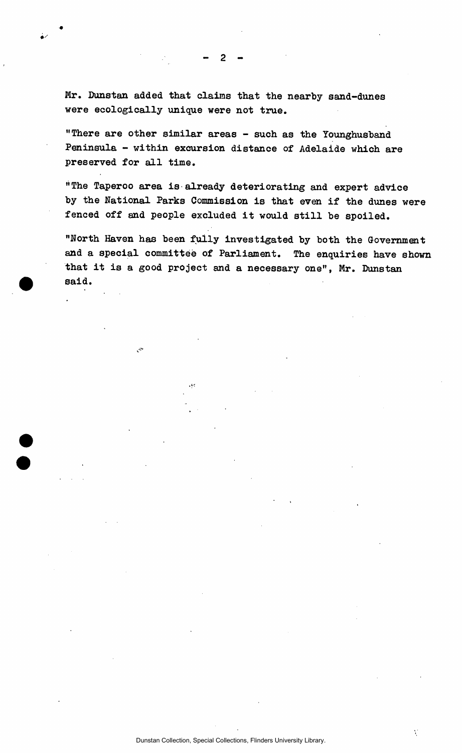Mr. Dunstan added that claims that the nearby sand-dunes were ecologically unique were not true.

"There are other similar areas - such as the Younghusband Peninsula - within excursion distance of Adelaide which are preserved for all time.

"The Taperoo area is already deteriorating and expert advice by the National Parks Commission is that even if the dunes were fenced off and people excluded it would still be spoiled.

"North Haven has been fully investigated by both the Government and a special committee of Parliament. The enquiries have shown that it is a good project and a necessary one", Mr. Dunstan said.